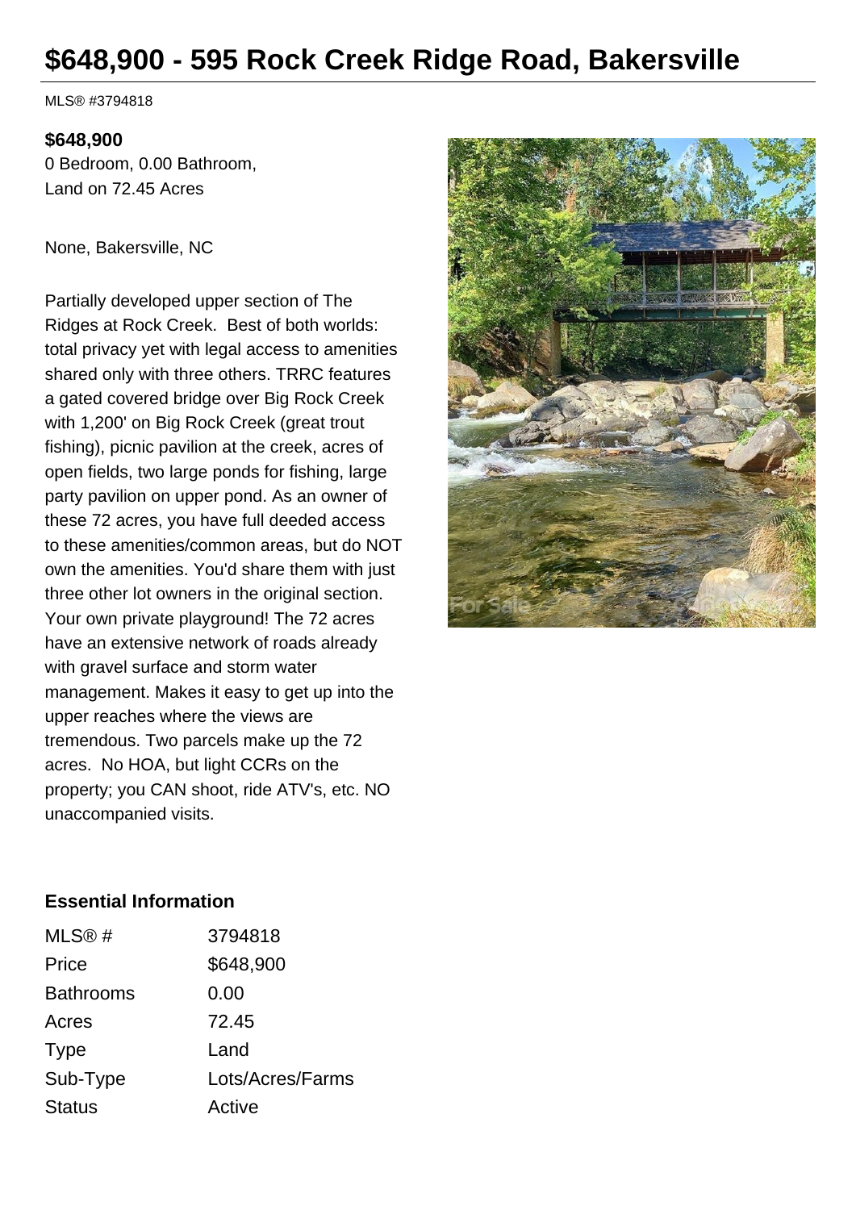# $648,900 - 595 Rock Creek Ridge Road, Bakersville

MLS® #3794818

**$648,900**

0 Bedroom, 0.00 Bathroom, Land on 72.45 Acres

None, Bakersville, NC

Partially developed upper section of The Ridges at Rock Creek. Best of both worlds: total privacy yet with legal access to amenities shared only with three others. TRRC features a gated covered bridge over Big Rock Creek with 1,200' on Big Rock Creek (great trout fishing), picnic pavilion at the creek, acres of open fields, two large ponds for fishing, large party pavilion on upper pond. As an owner of these 72 acres, you have full deeded access to these amenities/common areas, but do NOT own the amenities. You'd share them with just three other lot owners in the original section. Your own private playground! The 72 acres have an extensive network of roads already with gravel surface and storm water management. Makes it easy to get up into the upper reaches where the views are tremendous. Two parcels make up the 72 acres. No HOA, but light CCRs on the property; you CAN shoot, ride ATV's, etc. NO unaccompanied visits.

### Essential Information

| | |
|---|---|
| MLS® # | 3794818 |
| Price | $648,900 |
| Bathrooms | 0.00 |
| Acres | 72.45 |
| Type | Land |
| Sub-Type | Lots/Acres/Farms |
| Status | Active |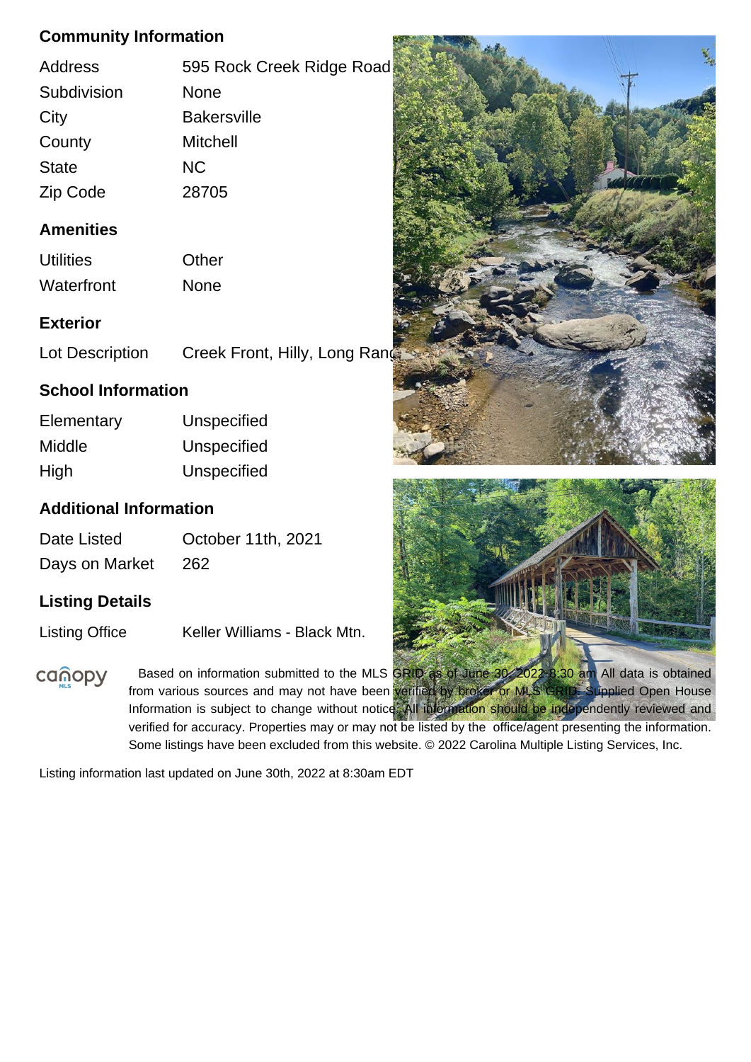## Community Information

| | |
|---|---|
| Address | 595 Rock Creek Ridge Road |
| Subdivision | None |
| City | Bakersville |
| County | Mitchell |
| State | NC |
| Zip Code | 28705 |

## Amenities

| | |
|---|---|
| Utilities | Other |
| Waterfront | None |

## Exterior

| | |
|---|---|
| Lot Description | Creek Front, Hilly, Long Rang |

## School Information

| | |
|---|---|
| Elementary | Unspecified |
| Middle | Unspecified |
| High | Unspecified |

## Additional Information

| | |
|---|---|
| Date Listed | October 11th, 2021 |
| Days on Market | 262 |

## Listing Details

| | |
|---|---|
| Listing Office | Keller Williams - Black Mtn. |

canopy MLS

Based on information submitted to the MLS GRID as of June 30, 2022 8:30 am All data is obtained from various sources and may not have been verified by broker or MLS GRID. Supplied Open House Information is subject to change without notice. All information should be independently reviewed and verified for accuracy. Properties may or may not be listed by the office/agent presenting the information. Some listings have been excluded from this website. © 2022 Carolina Multiple Listing Services, Inc.

Listing information last updated on June 30th, 2022 at 8:30am EDT